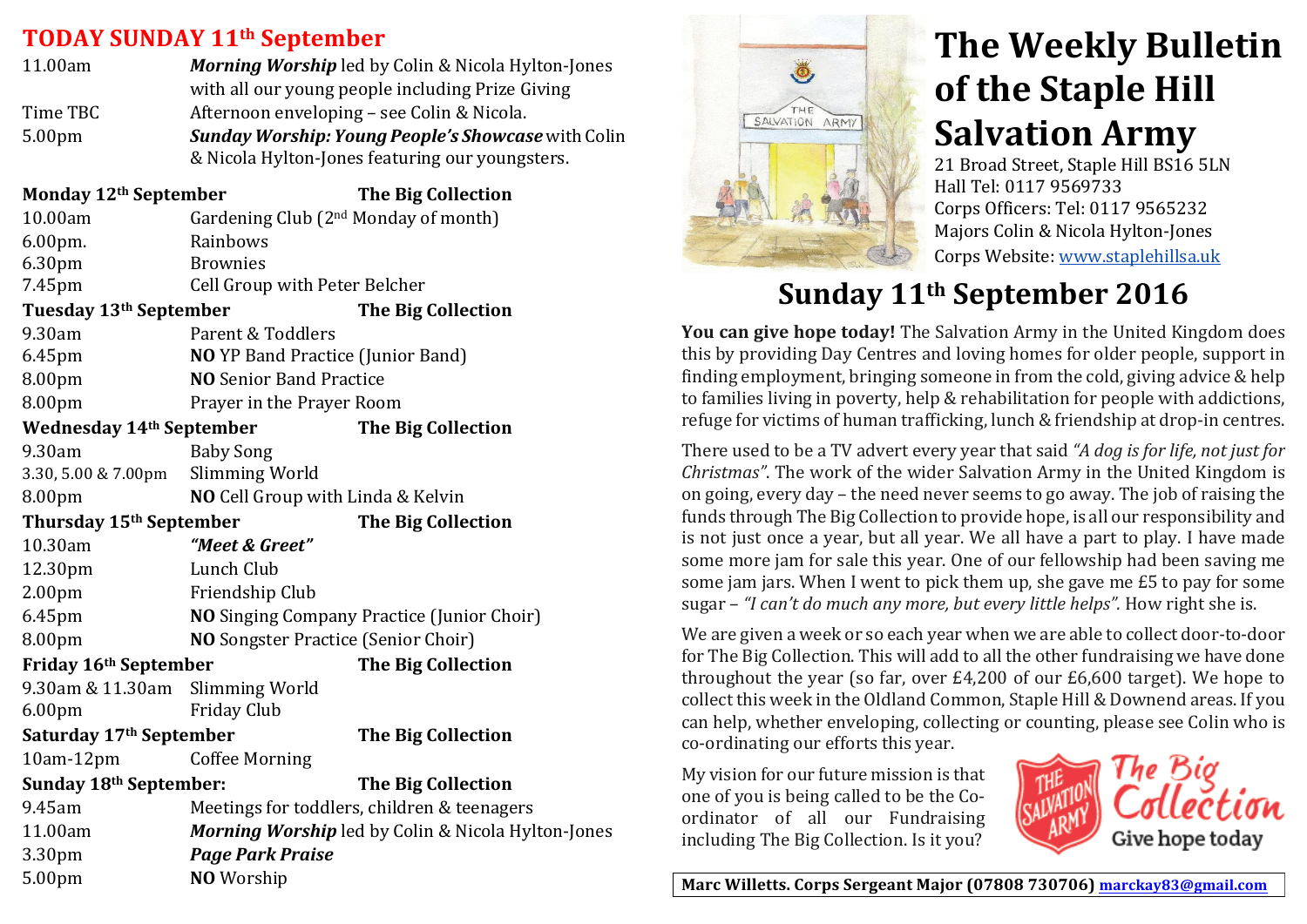# The Weekly Bulletin of the Staple Hill Salvation Army

21 Broad Street, Staple Hill BS16 5LN
Hall Tel: 0117 9569733
Corps Officers: Tel: 0117 9565232
Majors Colin & Nicola Hylton-Jones
Corps Website: www.staplehillsa.uk

## Sunday 11th September 2016

**You can give hope today!** The Salvation Army in the United Kingdom does this by providing Day Centres and loving homes for older people, support in finding employment, bringing someone in from the cold, giving advice & help to families living in poverty, help & rehabilitation for people with addictions, refuge for victims of human trafficking, lunch & friendship at drop-in centres.

There used to be a TV advert every year that said *"A dog is for life, not just for Christmas"*. The work of the wider Salvation Army in the United Kingdom is on going, every day – the need never seems to go away. The job of raising the funds through The Big Collection to provide hope, is all our responsibility and is not just once a year, but all year. We all have a part to play. I have made some more jam for sale this year. One of our fellowship had been saving me some jam jars. When I went to pick them up, she gave me £5 to pay for some sugar – *"I can't do much any more, but every little helps".* How right she is.

We are given a week or so each year when we are able to collect door-to-door for The Big Collection. This will add to all the other fundraising we have done throughout the year (so far, over £4,200 of our £6,600 target). We hope to collect this week in the Oldland Common, Staple Hill & Downend areas. If you can help, whether enveloping, collecting or counting, please see Colin who is co-ordinating our efforts this year.

My vision for our future mission is that one of you is being called to be the Co-ordinator of all our Fundraising including The Big Collection. Is it you?

The Salvation Army — The Big Collection — Give hope today

**Marc Willetts. Corps Sergeant Major (07808 730706) marckay83@gmail.com**

## TODAY SUNDAY 11th September

| | |
|---|---|
| 11.00am | ***Morning Worship*** led by Colin & Nicola Hylton-Jones with all our young people including Prize Giving |
| Time TBC | Afternoon enveloping – see Colin & Nicola. |
| 5.00pm | ***Sunday Worship: Young People's Showcase*** with Colin & Nicola Hylton-Jones featuring our youngsters. |

**Monday 12th September** — **The Big Collection**

| | |
|---|---|
| 10.00am | Gardening Club (2nd Monday of month) |
| 6.00pm. | Rainbows |
| 6.30pm | Brownies |
| 7.45pm | Cell Group with Peter Belcher |

**Tuesday 13th September** — **The Big Collection**

| | |
|---|---|
| 9.30am | Parent & Toddlers |
| 6.45pm | **NO** YP Band Practice (Junior Band) |
| 8.00pm | **NO** Senior Band Practice |
| 8.00pm | Prayer in the Prayer Room |

**Wednesday 14th September** — **The Big Collection**

| | |
|---|---|
| 9.30am | Baby Song |
| 3.30, 5.00 & 7.00pm | Slimming World |
| 8.00pm | **NO** Cell Group with Linda & Kelvin |

**Thursday 15th September** — **The Big Collection**

| | |
|---|---|
| 10.30am | ***"Meet & Greet"*** |
| 12.30pm | Lunch Club |
| 2.00pm | Friendship Club |
| 6.45pm | **NO** Singing Company Practice (Junior Choir) |
| 8.00pm | **NO** Songster Practice (Senior Choir) |

**Friday 16th September** — **The Big Collection**

| | |
|---|---|
| 9.30am & 11.30am | Slimming World |
| 6.00pm | Friday Club |

**Saturday 17th September** — **The Big Collection**

| | |
|---|---|
| 10am-12pm | Coffee Morning |

**Sunday 18th September:** — **The Big Collection**

| | |
|---|---|
| 9.45am | Meetings for toddlers, children & teenagers |
| 11.00am | ***Morning Worship*** led by Colin & Nicola Hylton-Jones |
| 3.30pm | ***Page Park Praise*** |
| 5.00pm | **NO** Worship |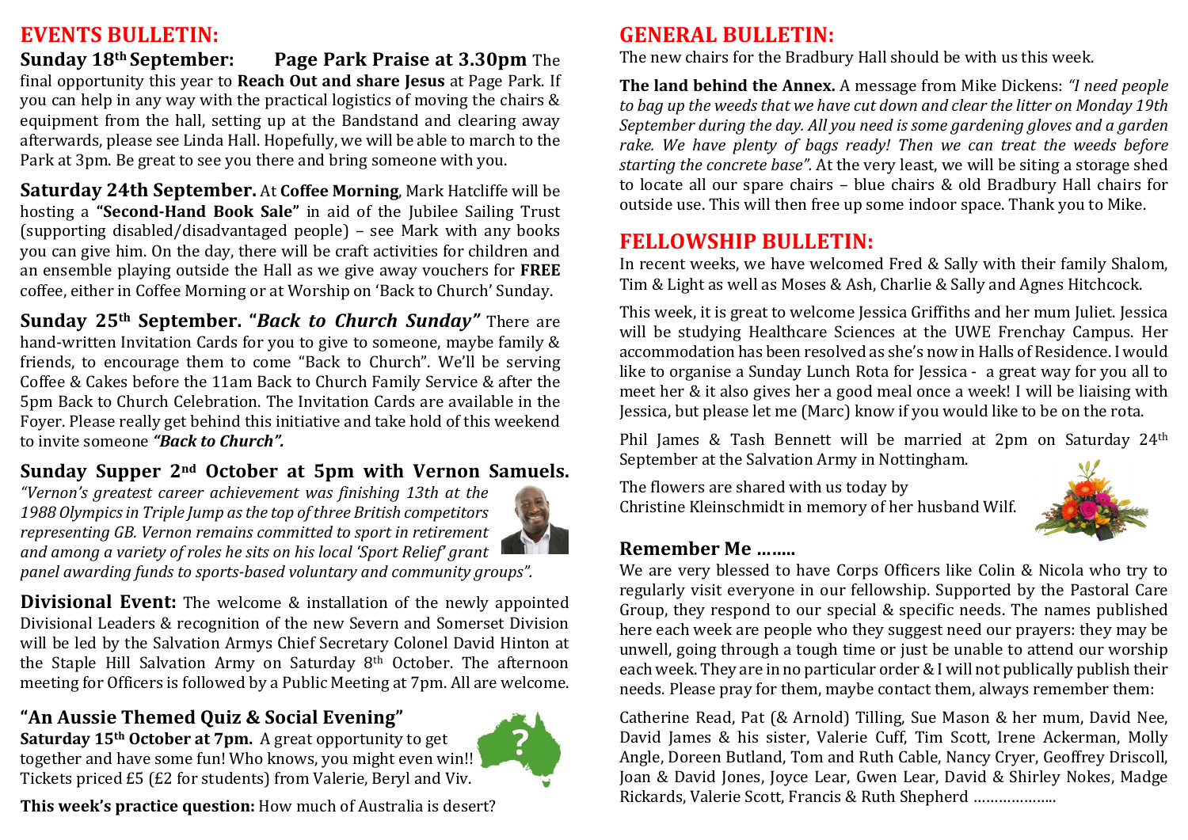## EVENTS BULLETIN:

**Sunday 18th September: Page Park Praise at 3.30pm** The final opportunity this year to **Reach Out and share Jesus** at Page Park. If you can help in any way with the practical logistics of moving the chairs & equipment from the hall, setting up at the Bandstand and clearing away afterwards, please see Linda Hall. Hopefully, we will be able to march to the Park at 3pm. Be great to see you there and bring someone with you.

**Saturday 24th September.** At **Coffee Morning**, Mark Hatcliffe will be hosting a **"Second-Hand Book Sale"** in aid of the Jubilee Sailing Trust (supporting disabled/disadvantaged people) – see Mark with any books you can give him. On the day, there will be craft activities for children and an ensemble playing outside the Hall as we give away vouchers for **FREE** coffee, either in Coffee Morning or at Worship on 'Back to Church' Sunday.

**Sunday 25th September. "*Back to Church Sunday*"** There are hand-written Invitation Cards for you to give to someone, maybe family & friends, to encourage them to come "Back to Church". We'll be serving Coffee & Cakes before the 11am Back to Church Family Service & after the 5pm Back to Church Celebration. The Invitation Cards are available in the Foyer. Please really get behind this initiative and take hold of this weekend to invite someone ***"Back to Church".***

**Sunday Supper 2nd October at 5pm with Vernon Samuels.**
*"Vernon's greatest career achievement was finishing 13th at the 1988 Olympics in Triple Jump as the top of three British competitors representing GB. Vernon remains committed to sport in retirement and among a variety of roles he sits on his local 'Sport Relief' grant panel awarding funds to sports-based voluntary and community groups".*

**Divisional Event:** The welcome & installation of the newly appointed Divisional Leaders & recognition of the new Severn and Somerset Division will be led by the Salvation Armys Chief Secretary Colonel David Hinton at the Staple Hill Salvation Army on Saturday 8th October. The afternoon meeting for Officers is followed by a Public Meeting at 7pm. All are welcome.

**"An Aussie Themed Quiz & Social Evening"**
**Saturday 15th October at 7pm.** A great opportunity to get together and have some fun! Who knows, you might even win!! Tickets priced £5 (£2 for students) from Valerie, Beryl and Viv.

**This week's practice question:** How much of Australia is desert?

## GENERAL BULLETIN:

The new chairs for the Bradbury Hall should be with us this week.

**The land behind the Annex.** A message from Mike Dickens: *"I need people to bag up the weeds that we have cut down and clear the litter on Monday 19th September during the day. All you need is some gardening gloves and a garden rake. We have plenty of bags ready! Then we can treat the weeds before starting the concrete base".* At the very least, we will be siting a storage shed to locate all our spare chairs – blue chairs & old Bradbury Hall chairs for outside use. This will then free up some indoor space. Thank you to Mike.

## FELLOWSHIP BULLETIN:

In recent weeks, we have welcomed Fred & Sally with their family Shalom, Tim & Light as well as Moses & Ash, Charlie & Sally and Agnes Hitchcock.

This week, it is great to welcome Jessica Griffiths and her mum Juliet. Jessica will be studying Healthcare Sciences at the UWE Frenchay Campus. Her accommodation has been resolved as she's now in Halls of Residence. I would like to organise a Sunday Lunch Rota for Jessica - a great way for you all to meet her & it also gives her a good meal once a week! I will be liaising with Jessica, but please let me (Marc) know if you would like to be on the rota.

Phil James & Tash Bennett will be married at 2pm on Saturday 24th September at the Salvation Army in Nottingham.

The flowers are shared with us today by Christine Kleinschmidt in memory of her husband Wilf.

### Remember Me ……..

We are very blessed to have Corps Officers like Colin & Nicola who try to regularly visit everyone in our fellowship. Supported by the Pastoral Care Group, they respond to our special & specific needs. The names published here each week are people who they suggest need our prayers: they may be unwell, going through a tough time or just be unable to attend our worship each week. They are in no particular order & I will not publically publish their needs. Please pray for them, maybe contact them, always remember them:

Catherine Read, Pat (& Arnold) Tilling, Sue Mason & her mum, David Nee, David James & his sister, Valerie Cuff, Tim Scott, Irene Ackerman, Molly Angle, Doreen Butland, Tom and Ruth Cable, Nancy Cryer, Geoffrey Driscoll, Joan & David Jones, Joyce Lear, Gwen Lear, David & Shirley Nokes, Madge Rickards, Valerie Scott, Francis & Ruth Shepherd ………………..